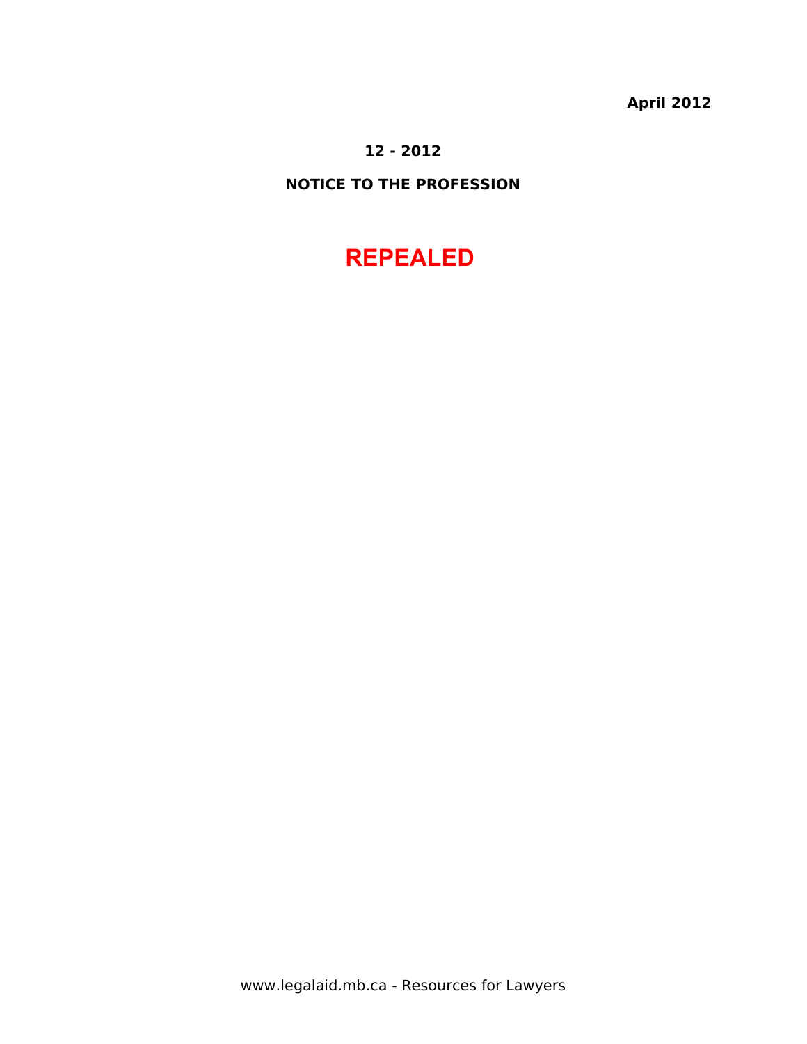**April 2012**

**12 - 2012**

**NOTICE TO THE PROFESSION**

# REPEALED

www.legalaid.mb.ca - Resources for Lawyers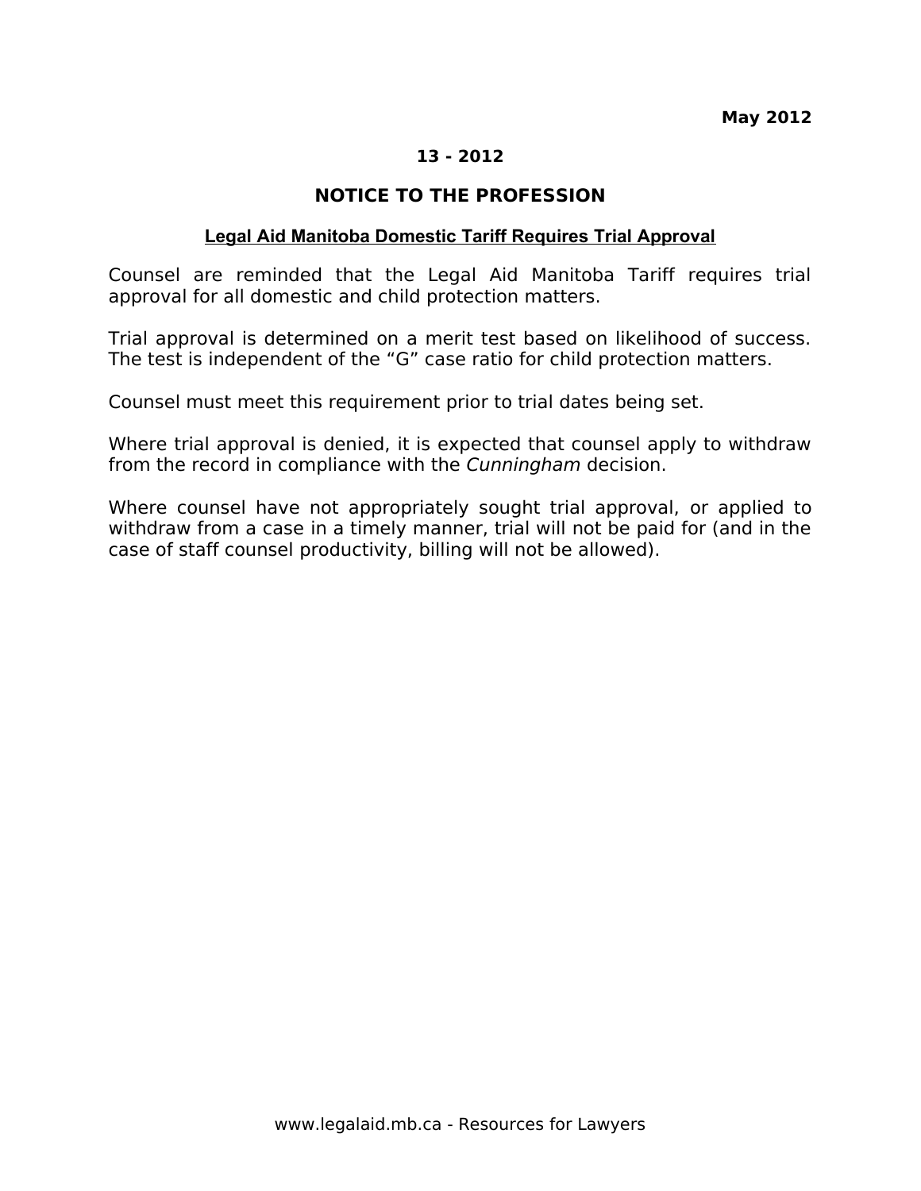**May 2012**

**13 - 2012**

## NOTICE TO THE PROFESSION

### Legal Aid Manitoba Domestic Tariff Requires Trial Approval

Counsel are reminded that the Legal Aid Manitoba Tariff requires trial approval for all domestic and child protection matters.

Trial approval is determined on a merit test based on likelihood of success. The test is independent of the "G" case ratio for child protection matters.

Counsel must meet this requirement prior to trial dates being set.

Where trial approval is denied, it is expected that counsel apply to withdraw from the record in compliance with the *Cunningham* decision.

Where counsel have not appropriately sought trial approval, or applied to withdraw from a case in a timely manner, trial will not be paid for (and in the case of staff counsel productivity, billing will not be allowed).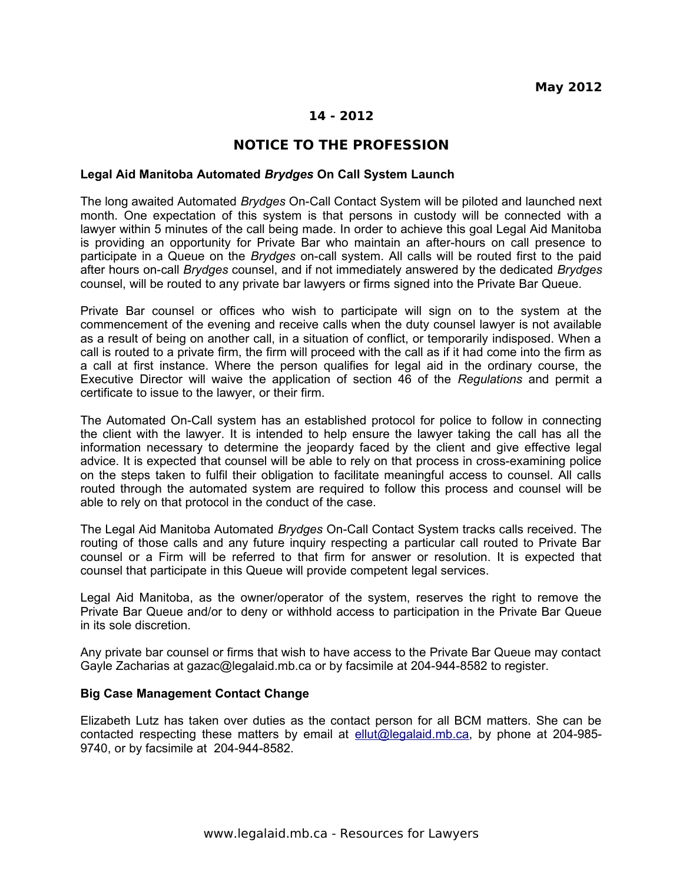**May 2012**

**14 - 2012**

## NOTICE TO THE PROFESSION

### Legal Aid Manitoba Automated *Brydges* On Call System Launch

The long awaited Automated *Brydges* On-Call Contact System will be piloted and launched next month. One expectation of this system is that persons in custody will be connected with a lawyer within 5 minutes of the call being made. In order to achieve this goal Legal Aid Manitoba is providing an opportunity for Private Bar who maintain an after-hours on call presence to participate in a Queue on the *Brydges* on-call system. All calls will be routed first to the paid after hours on-call *Brydges* counsel, and if not immediately answered by the dedicated *Brydges* counsel, will be routed to any private bar lawyers or firms signed into the Private Bar Queue.

Private Bar counsel or offices who wish to participate will sign on to the system at the commencement of the evening and receive calls when the duty counsel lawyer is not available as a result of being on another call, in a situation of conflict, or temporarily indisposed. When a call is routed to a private firm, the firm will proceed with the call as if it had come into the firm as a call at first instance. Where the person qualifies for legal aid in the ordinary course, the Executive Director will waive the application of section 46 of the *Regulations* and permit a certificate to issue to the lawyer, or their firm.

The Automated On-Call system has an established protocol for police to follow in connecting the client with the lawyer. It is intended to help ensure the lawyer taking the call has all the information necessary to determine the jeopardy faced by the client and give effective legal advice. It is expected that counsel will be able to rely on that process in cross-examining police on the steps taken to fulfil their obligation to facilitate meaningful access to counsel. All calls routed through the automated system are required to follow this process and counsel will be able to rely on that protocol in the conduct of the case.

The Legal Aid Manitoba Automated *Brydges* On-Call Contact System tracks calls received. The routing of those calls and any future inquiry respecting a particular call routed to Private Bar counsel or a Firm will be referred to that firm for answer or resolution. It is expected that counsel that participate in this Queue will provide competent legal services.

Legal Aid Manitoba, as the owner/operator of the system, reserves the right to remove the Private Bar Queue and/or to deny or withhold access to participation in the Private Bar Queue in its sole discretion.

Any private bar counsel or firms that wish to have access to the Private Bar Queue may contact Gayle Zacharias at gazac@legalaid.mb.ca or by facsimile at 204-944-8582 to register.

### Big Case Management Contact Change

Elizabeth Lutz has taken over duties as the contact person for all BCM matters. She can be contacted respecting these matters by email at ellut@legalaid.mb.ca, by phone at 204-985-9740, or by facsimile at 204-944-8582.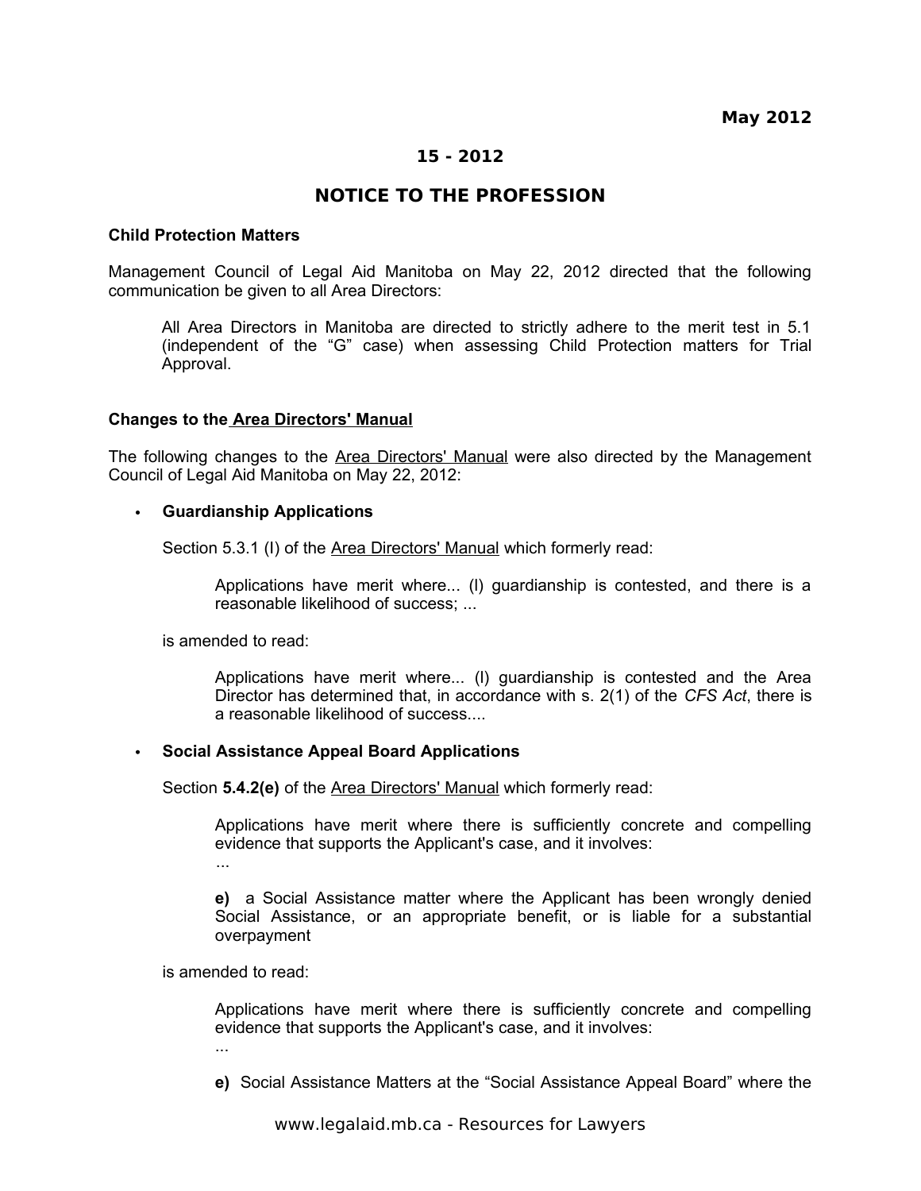**May 2012**

**15 - 2012**

## NOTICE TO THE PROFESSION

**Child Protection Matters**

Management Council of Legal Aid Manitoba on May 22, 2012 directed that the following communication be given to all Area Directors:

> All Area Directors in Manitoba are directed to strictly adhere to the merit test in 5.1 (independent of the "G" case) when assessing Child Protection matters for Trial Approval.

**Changes to the Area Directors' Manual**

The following changes to the Area Directors' Manual were also directed by the Management Council of Legal Aid Manitoba on May 22, 2012:

- **Guardianship Applications**

  Section 5.3.1 (l) of the Area Directors' Manual which formerly read:

  > Applications have merit where... (l) guardianship is contested, and there is a reasonable likelihood of success; ...

  is amended to read:

  > Applications have merit where... (l) guardianship is contested and the Area Director has determined that, in accordance with s. 2(1) of the *CFS Act*, there is a reasonable likelihood of success....

- **Social Assistance Appeal Board Applications**

  Section **5.4.2(e)** of the Area Directors' Manual which formerly read:

  > Applications have merit where there is sufficiently concrete and compelling evidence that supports the Applicant's case, and it involves:
  >
  > ...
  >
  > **e)** a Social Assistance matter where the Applicant has been wrongly denied Social Assistance, or an appropriate benefit, or is liable for a substantial overpayment

  is amended to read:

  > Applications have merit where there is sufficiently concrete and compelling evidence that supports the Applicant's case, and it involves:
  >
  > ...
  >
  > **e)** Social Assistance Matters at the "Social Assistance Appeal Board" where the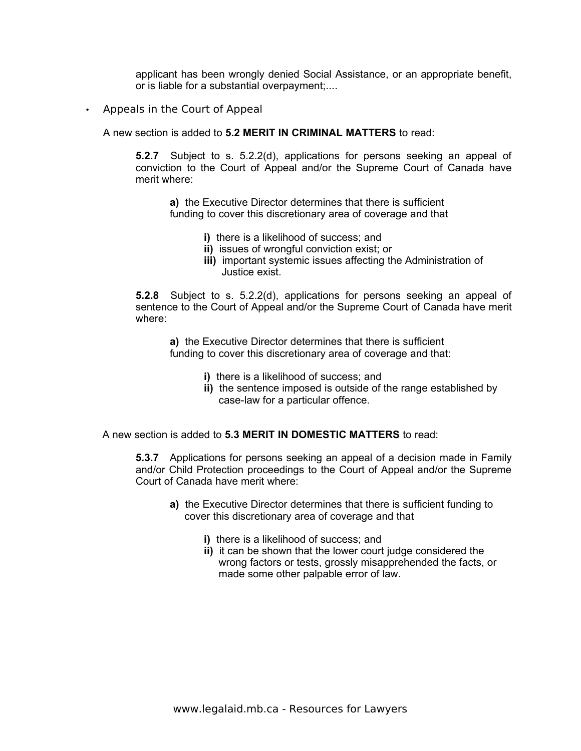applicant has been wrongly denied Social Assistance, or an appropriate benefit, or is liable for a substantial overpayment;....

- Appeals in the Court of Appeal

A new section is added to **5.2 MERIT IN CRIMINAL MATTERS** to read:

**5.2.7** Subject to s. 5.2.2(d), applications for persons seeking an appeal of conviction to the Court of Appeal and/or the Supreme Court of Canada have merit where:

**a)** the Executive Director determines that there is sufficient funding to cover this discretionary area of coverage and that

**i)** there is a likelihood of success; and
**ii)** issues of wrongful conviction exist; or
**iii)** important systemic issues affecting the Administration of Justice exist.

**5.2.8** Subject to s. 5.2.2(d), applications for persons seeking an appeal of sentence to the Court of Appeal and/or the Supreme Court of Canada have merit where:

**a)** the Executive Director determines that there is sufficient funding to cover this discretionary area of coverage and that:

**i)** there is a likelihood of success; and
**ii)** the sentence imposed is outside of the range established by case-law for a particular offence.

A new section is added to **5.3 MERIT IN DOMESTIC MATTERS** to read:

**5.3.7** Applications for persons seeking an appeal of a decision made in Family and/or Child Protection proceedings to the Court of Appeal and/or the Supreme Court of Canada have merit where:

**a)** the Executive Director determines that there is sufficient funding to cover this discretionary area of coverage and that

**i)** there is a likelihood of success; and
**ii)** it can be shown that the lower court judge considered the wrong factors or tests, grossly misapprehended the facts, or made some other palpable error of law.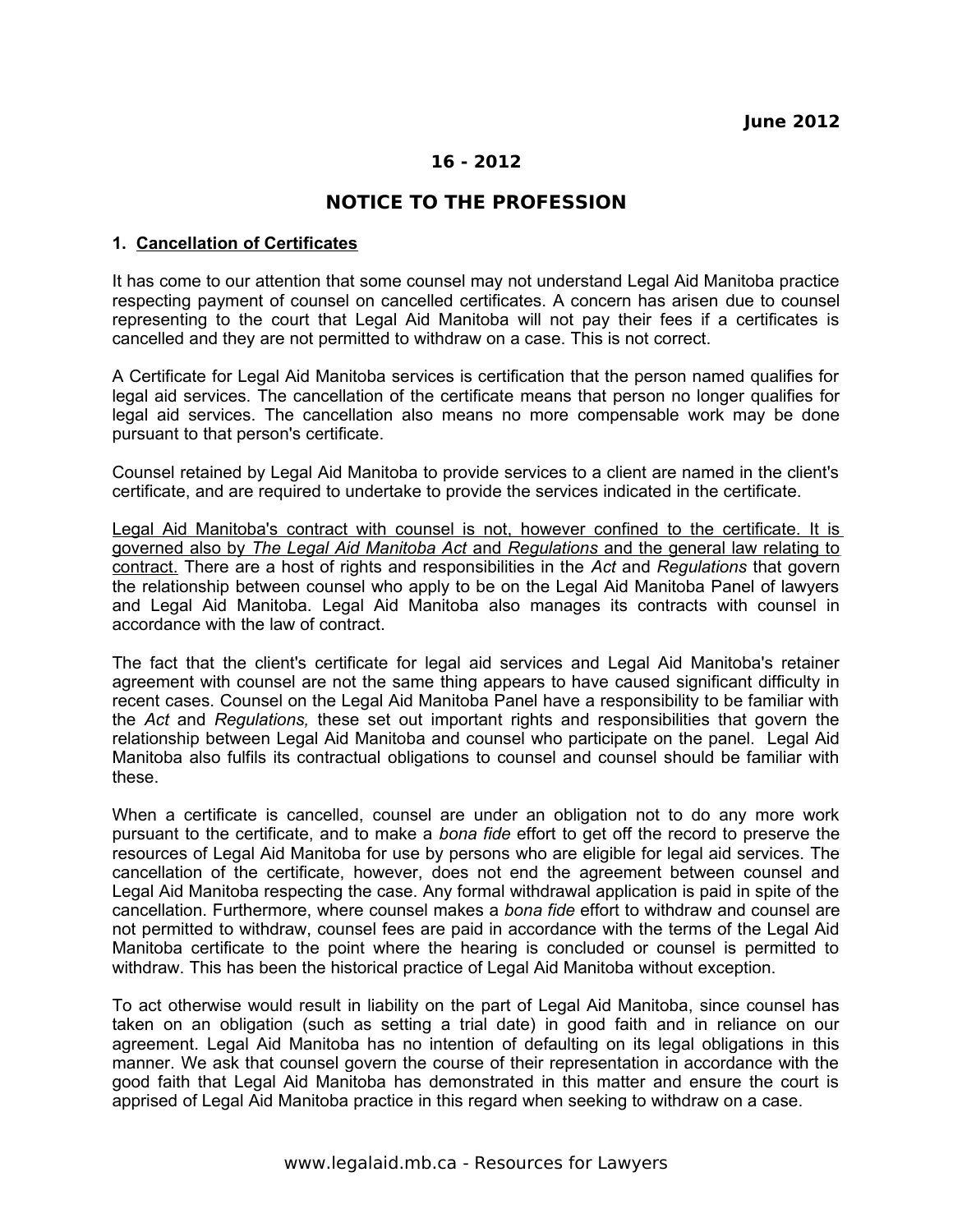**June 2012**

**16 - 2012**

## NOTICE TO THE PROFESSION

### 1. Cancellation of Certificates

It has come to our attention that some counsel may not understand Legal Aid Manitoba practice respecting payment of counsel on cancelled certificates. A concern has arisen due to counsel representing to the court that Legal Aid Manitoba will not pay their fees if a certificates is cancelled and they are not permitted to withdraw on a case. This is not correct.

A Certificate for Legal Aid Manitoba services is certification that the person named qualifies for legal aid services. The cancellation of the certificate means that person no longer qualifies for legal aid services. The cancellation also means no more compensable work may be done pursuant to that person's certificate.

Counsel retained by Legal Aid Manitoba to provide services to a client are named in the client's certificate, and are required to undertake to provide the services indicated in the certificate.

<u>Legal Aid Manitoba's contract with counsel is not, however confined to the certificate. It is governed also by *The Legal Aid Manitoba Act* and *Regulations* and the general law relating to contract.</u> There are a host of rights and responsibilities in the *Act* and *Regulations* that govern the relationship between counsel who apply to be on the Legal Aid Manitoba Panel of lawyers and Legal Aid Manitoba. Legal Aid Manitoba also manages its contracts with counsel in accordance with the law of contract.

The fact that the client's certificate for legal aid services and Legal Aid Manitoba's retainer agreement with counsel are not the same thing appears to have caused significant difficulty in recent cases. Counsel on the Legal Aid Manitoba Panel have a responsibility to be familiar with the *Act* and *Regulations,* these set out important rights and responsibilities that govern the relationship between Legal Aid Manitoba and counsel who participate on the panel. Legal Aid Manitoba also fulfils its contractual obligations to counsel and counsel should be familiar with these.

When a certificate is cancelled, counsel are under an obligation not to do any more work pursuant to the certificate, and to make a *bona fide* effort to get off the record to preserve the resources of Legal Aid Manitoba for use by persons who are eligible for legal aid services. The cancellation of the certificate, however, does not end the agreement between counsel and Legal Aid Manitoba respecting the case. Any formal withdrawal application is paid in spite of the cancellation. Furthermore, where counsel makes a *bona fide* effort to withdraw and counsel are not permitted to withdraw, counsel fees are paid in accordance with the terms of the Legal Aid Manitoba certificate to the point where the hearing is concluded or counsel is permitted to withdraw. This has been the historical practice of Legal Aid Manitoba without exception.

To act otherwise would result in liability on the part of Legal Aid Manitoba, since counsel has taken on an obligation (such as setting a trial date) in good faith and in reliance on our agreement. Legal Aid Manitoba has no intention of defaulting on its legal obligations in this manner. We ask that counsel govern the course of their representation in accordance with the good faith that Legal Aid Manitoba has demonstrated in this matter and ensure the court is apprised of Legal Aid Manitoba practice in this regard when seeking to withdraw on a case.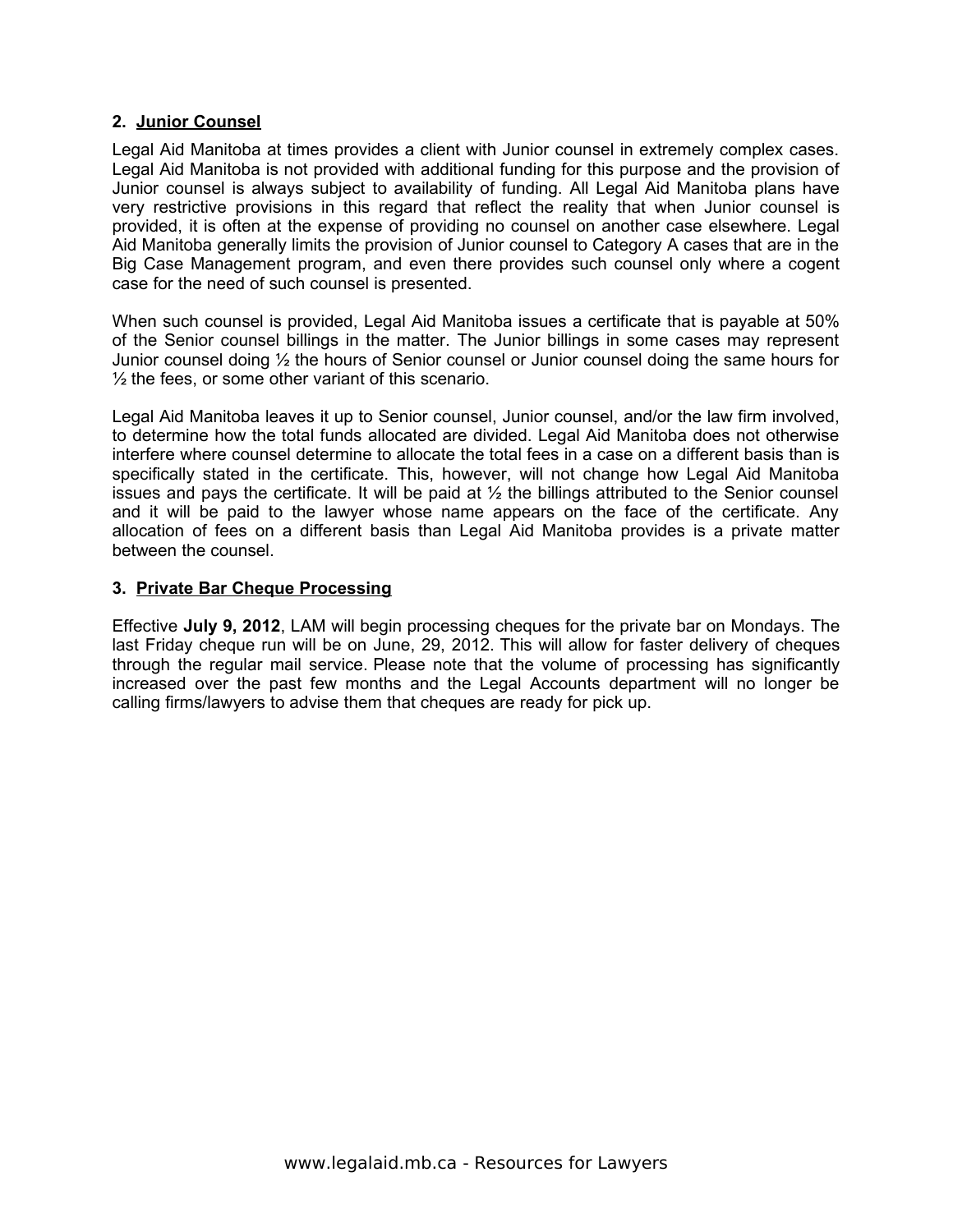## 2. Junior Counsel

Legal Aid Manitoba at times provides a client with Junior counsel in extremely complex cases. Legal Aid Manitoba is not provided with additional funding for this purpose and the provision of Junior counsel is always subject to availability of funding. All Legal Aid Manitoba plans have very restrictive provisions in this regard that reflect the reality that when Junior counsel is provided, it is often at the expense of providing no counsel on another case elsewhere. Legal Aid Manitoba generally limits the provision of Junior counsel to Category A cases that are in the Big Case Management program, and even there provides such counsel only where a cogent case for the need of such counsel is presented.

When such counsel is provided, Legal Aid Manitoba issues a certificate that is payable at 50% of the Senior counsel billings in the matter. The Junior billings in some cases may represent Junior counsel doing ½ the hours of Senior counsel or Junior counsel doing the same hours for ½ the fees, or some other variant of this scenario.

Legal Aid Manitoba leaves it up to Senior counsel, Junior counsel, and/or the law firm involved, to determine how the total funds allocated are divided. Legal Aid Manitoba does not otherwise interfere where counsel determine to allocate the total fees in a case on a different basis than is specifically stated in the certificate. This, however, will not change how Legal Aid Manitoba issues and pays the certificate. It will be paid at ½ the billings attributed to the Senior counsel and it will be paid to the lawyer whose name appears on the face of the certificate. Any allocation of fees on a different basis than Legal Aid Manitoba provides is a private matter between the counsel.

## 3. Private Bar Cheque Processing

Effective **July 9, 2012**, LAM will begin processing cheques for the private bar on Mondays. The last Friday cheque run will be on June, 29, 2012. This will allow for faster delivery of cheques through the regular mail service. Please note that the volume of processing has significantly increased over the past few months and the Legal Accounts department will no longer be calling firms/lawyers to advise them that cheques are ready for pick up.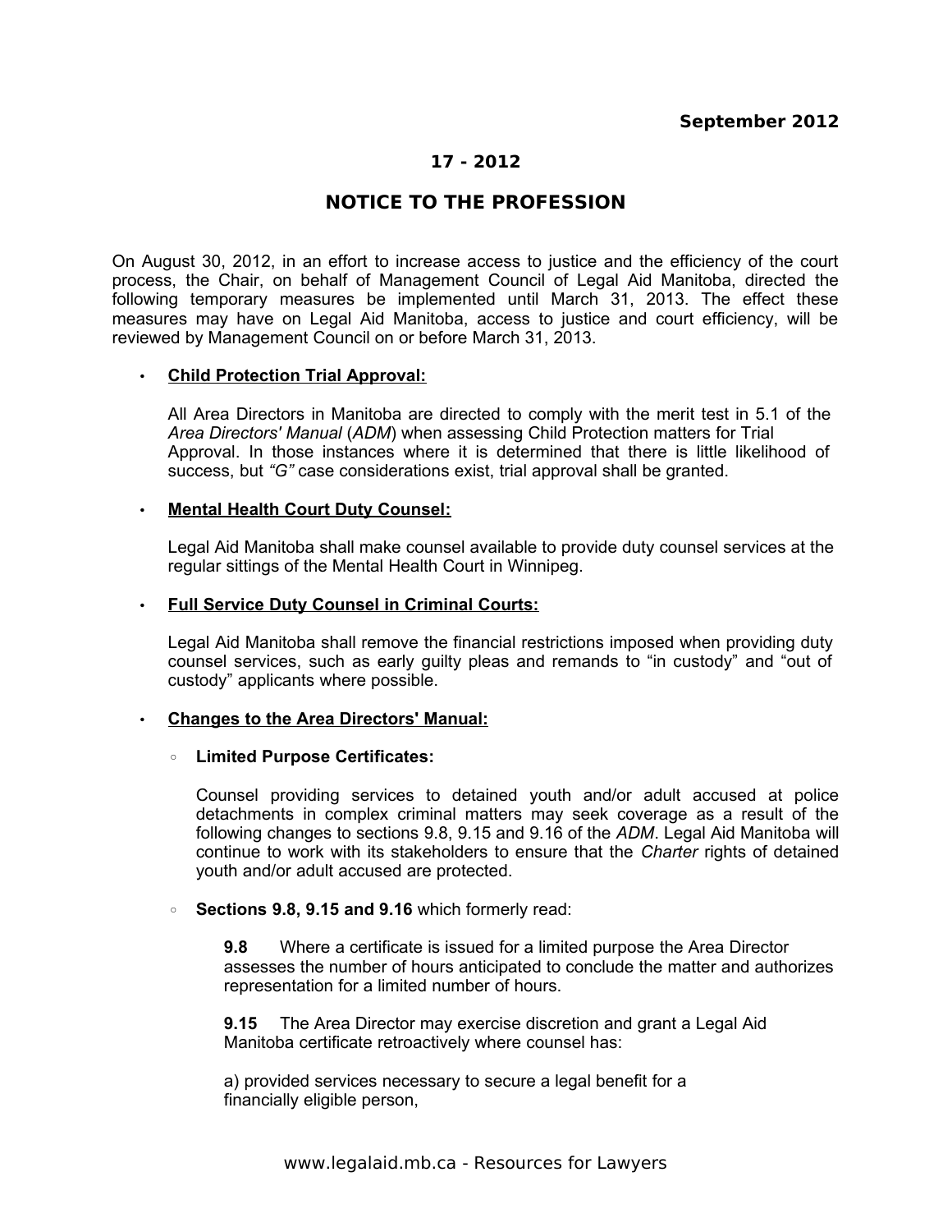September 2012

**17 - 2012**

## NOTICE TO THE PROFESSION

On August 30, 2012, in an effort to increase access to justice and the efficiency of the court process, the Chair, on behalf of Management Council of Legal Aid Manitoba, directed the following temporary measures be implemented until March 31, 2013. The effect these measures may have on Legal Aid Manitoba, access to justice and court efficiency, will be reviewed by Management Council on or before March 31, 2013.

- **Child Protection Trial Approval:**

  All Area Directors in Manitoba are directed to comply with the merit test in 5.1 of the *Area Directors' Manual* (*ADM*) when assessing Child Protection matters for Trial Approval. In those instances where it is determined that there is little likelihood of success, but *"G"* case considerations exist, trial approval shall be granted.

- **Mental Health Court Duty Counsel:**

  Legal Aid Manitoba shall make counsel available to provide duty counsel services at the regular sittings of the Mental Health Court in Winnipeg.

- **Full Service Duty Counsel in Criminal Courts:**

  Legal Aid Manitoba shall remove the financial restrictions imposed when providing duty counsel services, such as early guilty pleas and remands to "in custody" and "out of custody" applicants where possible.

- **Changes to the Area Directors' Manual:**

  - **Limited Purpose Certificates:**

    Counsel providing services to detained youth and/or adult accused at police detachments in complex criminal matters may seek coverage as a result of the following changes to sections 9.8, 9.15 and 9.16 of the *ADM*. Legal Aid Manitoba will continue to work with its stakeholders to ensure that the *Charter* rights of detained youth and/or adult accused are protected.

  - **Sections 9.8, 9.15 and 9.16** which formerly read:

    **9.8** Where a certificate is issued for a limited purpose the Area Director assesses the number of hours anticipated to conclude the matter and authorizes representation for a limited number of hours.

    **9.15** The Area Director may exercise discretion and grant a Legal Aid Manitoba certificate retroactively where counsel has:

    a) provided services necessary to secure a legal benefit for a financially eligible person,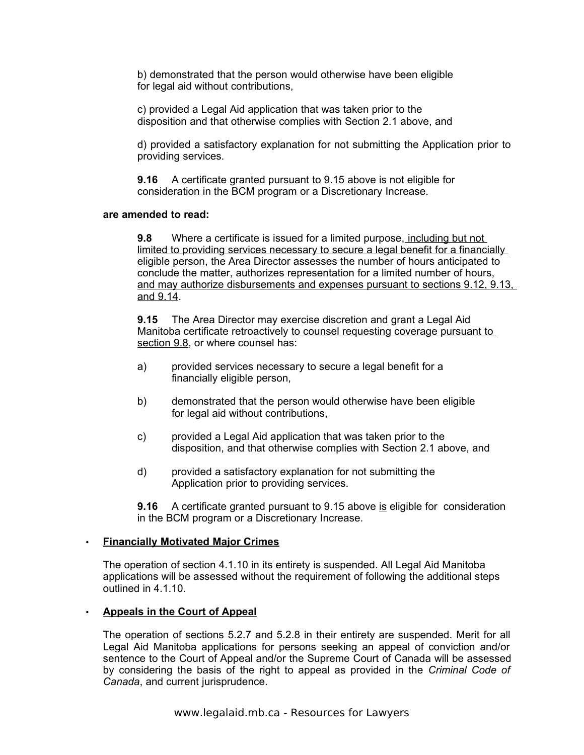b) demonstrated that the person would otherwise have been eligible for legal aid without contributions,

c) provided a Legal Aid application that was taken prior to the disposition and that otherwise complies with Section 2.1 above, and

d) provided a satisfactory explanation for not submitting the Application prior to providing services.

**9.16** A certificate granted pursuant to 9.15 above is not eligible for consideration in the BCM program or a Discretionary Increase.

**are amended to read:**

**9.8** Where a certificate is issued for a limited purpose, <u>including but not limited to providing services necessary to secure a legal benefit for a financially eligible person</u>, the Area Director assesses the number of hours anticipated to conclude the matter, authorizes representation for a limited number of hours, <u>and may authorize disbursements and expenses pursuant to sections 9.12, 9.13, and 9.14</u>.

**9.15** The Area Director may exercise discretion and grant a Legal Aid Manitoba certificate retroactively <u>to counsel requesting coverage pursuant to section 9.8</u>, or where counsel has:

a) provided services necessary to secure a legal benefit for a financially eligible person,

b) demonstrated that the person would otherwise have been eligible for legal aid without contributions,

c) provided a Legal Aid application that was taken prior to the disposition, and that otherwise complies with Section 2.1 above, and

d) provided a satisfactory explanation for not submitting the Application prior to providing services.

**9.16** A certificate granted pursuant to 9.15 above <u>is</u> eligible for consideration in the BCM program or a Discretionary Increase.

- **<u>Financially Motivated Major Crimes</u>**

  The operation of section 4.1.10 in its entirety is suspended. All Legal Aid Manitoba applications will be assessed without the requirement of following the additional steps outlined in 4.1.10.

- **<u>Appeals in the Court of Appeal</u>**

  The operation of sections 5.2.7 and 5.2.8 in their entirety are suspended. Merit for all Legal Aid Manitoba applications for persons seeking an appeal of conviction and/or sentence to the Court of Appeal and/or the Supreme Court of Canada will be assessed by considering the basis of the right to appeal as provided in the *Criminal Code of Canada*, and current jurisprudence.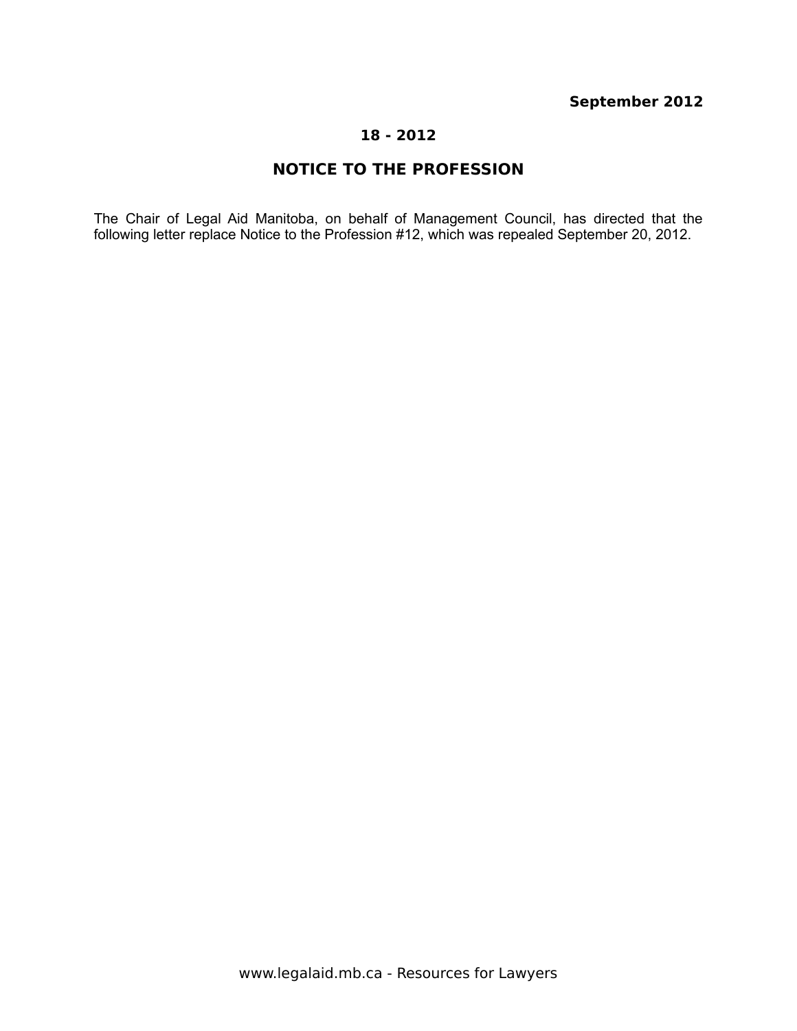**September 2012**

**18 - 2012**

## NOTICE TO THE PROFESSION

The Chair of Legal Aid Manitoba, on behalf of Management Council, has directed that the following letter replace Notice to the Profession #12, which was repealed September 20, 2012.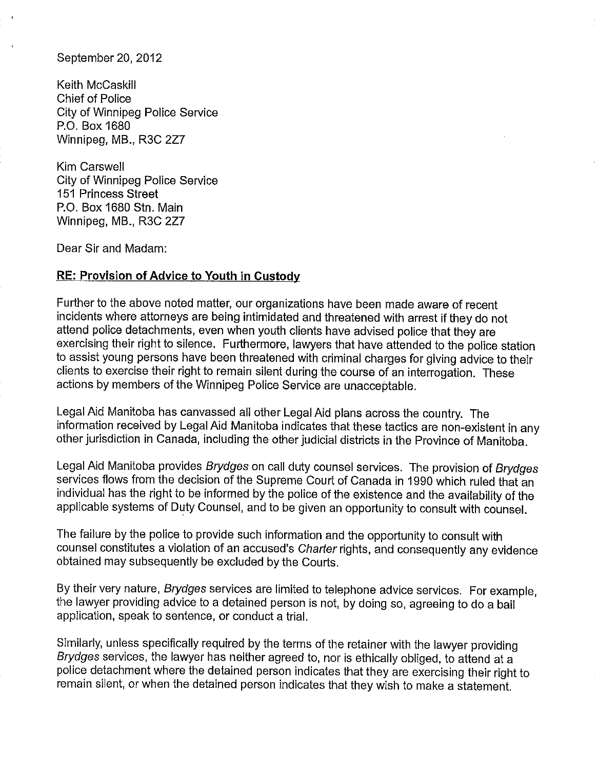September 20, 2012

Keith McCaskill
Chief of Police
City of Winnipeg Police Service
P.O. Box 1680
Winnipeg, MB., R3C 2Z7

Kim Carswell
City of Winnipeg Police Service
151 Princess Street
P.O. Box 1680 Stn. Main
Winnipeg, MB., R3C 2Z7

Dear Sir and Madam:

**RE: Provision of Advice to Youth in Custody**

Further to the above noted matter, our organizations have been made aware of recent incidents where attorneys are being intimidated and threatened with arrest if they do not attend police detachments, even when youth clients have advised police that they are exercising their right to silence. Furthermore, lawyers that have attended to the police station to assist young persons have been threatened with criminal charges for giving advice to their clients to exercise their right to remain silent during the course of an interrogation. These actions by members of the Winnipeg Police Service are unacceptable.

Legal Aid Manitoba has canvassed all other Legal Aid plans across the country. The information received by Legal Aid Manitoba indicates that these tactics are non-existent in any other jurisdiction in Canada, including the other judicial districts in the Province of Manitoba.

Legal Aid Manitoba provides *Brydges* on call duty counsel services. The provision of *Brydges* services flows from the decision of the Supreme Court of Canada in 1990 which ruled that an individual has the right to be informed by the police of the existence and the availability of the applicable systems of Duty Counsel, and to be given an opportunity to consult with counsel.

The failure by the police to provide such information and the opportunity to consult with counsel constitutes a violation of an accused's *Charter* rights, and consequently any evidence obtained may subsequently be excluded by the Courts.

By their very nature, *Brydges* services are limited to telephone advice services. For example, the lawyer providing advice to a detained person is not, by doing so, agreeing to do a bail application, speak to sentence, or conduct a trial.

Similarly, unless specifically required by the terms of the retainer with the lawyer providing *Brydges* services, the lawyer has neither agreed to, nor is ethically obliged, to attend at a police detachment where the detained person indicates that they are exercising their right to remain silent, or when the detained person indicates that they wish to make a statement.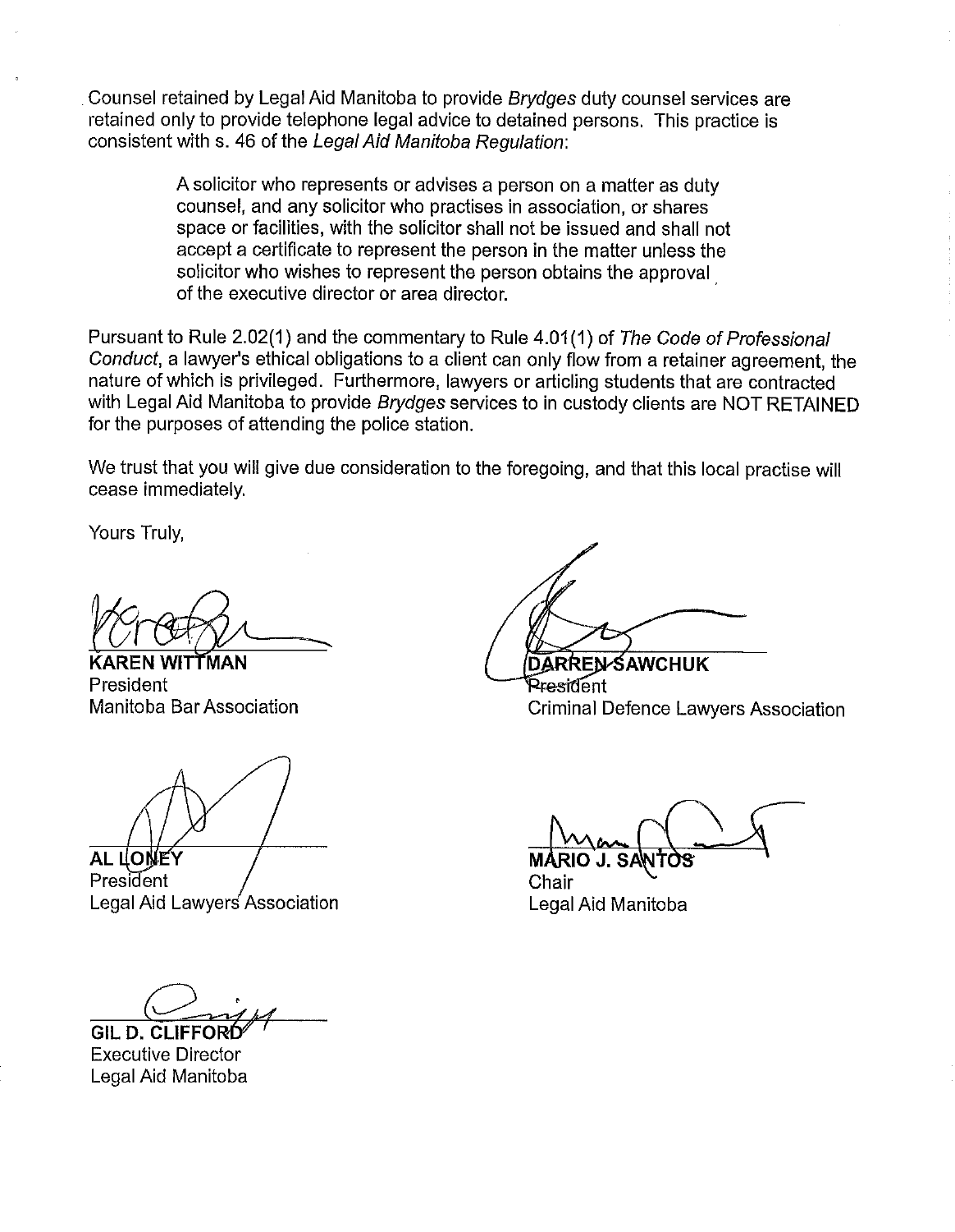Counsel retained by Legal Aid Manitoba to provide *Brydges* duty counsel services are retained only to provide telephone legal advice to detained persons. This practice is consistent with s. 46 of the *Legal Aid Manitoba Regulation*:

> A solicitor who represents or advises a person on a matter as duty counsel, and any solicitor who practises in association, or shares space or facilities, with the solicitor shall not be issued and shall not accept a certificate to represent the person in the matter unless the solicitor who wishes to represent the person obtains the approval of the executive director or area director.

Pursuant to Rule 2.02(1) and the commentary to Rule 4.01(1) of *The Code of Professional Conduct*, a lawyer's ethical obligations to a client can only flow from a retainer agreement, the nature of which is privileged. Furthermore, lawyers or articling students that are contracted with Legal Aid Manitoba to provide *Brydges* services to in custody clients are NOT RETAINED for the purposes of attending the police station.

We trust that you will give due consideration to the foregoing, and that this local practise will cease immediately.

Yours Truly,

**KAREN WITTMAN**
President
Manitoba Bar Association

**DARREN SAWCHUK**
President
Criminal Defence Lawyers Association

**AL LONEY**
President
Legal Aid Lawyers Association

**MARIO J. SANTOS**
Chair
Legal Aid Manitoba

**GIL D. CLIFFORD**
Executive Director
Legal Aid Manitoba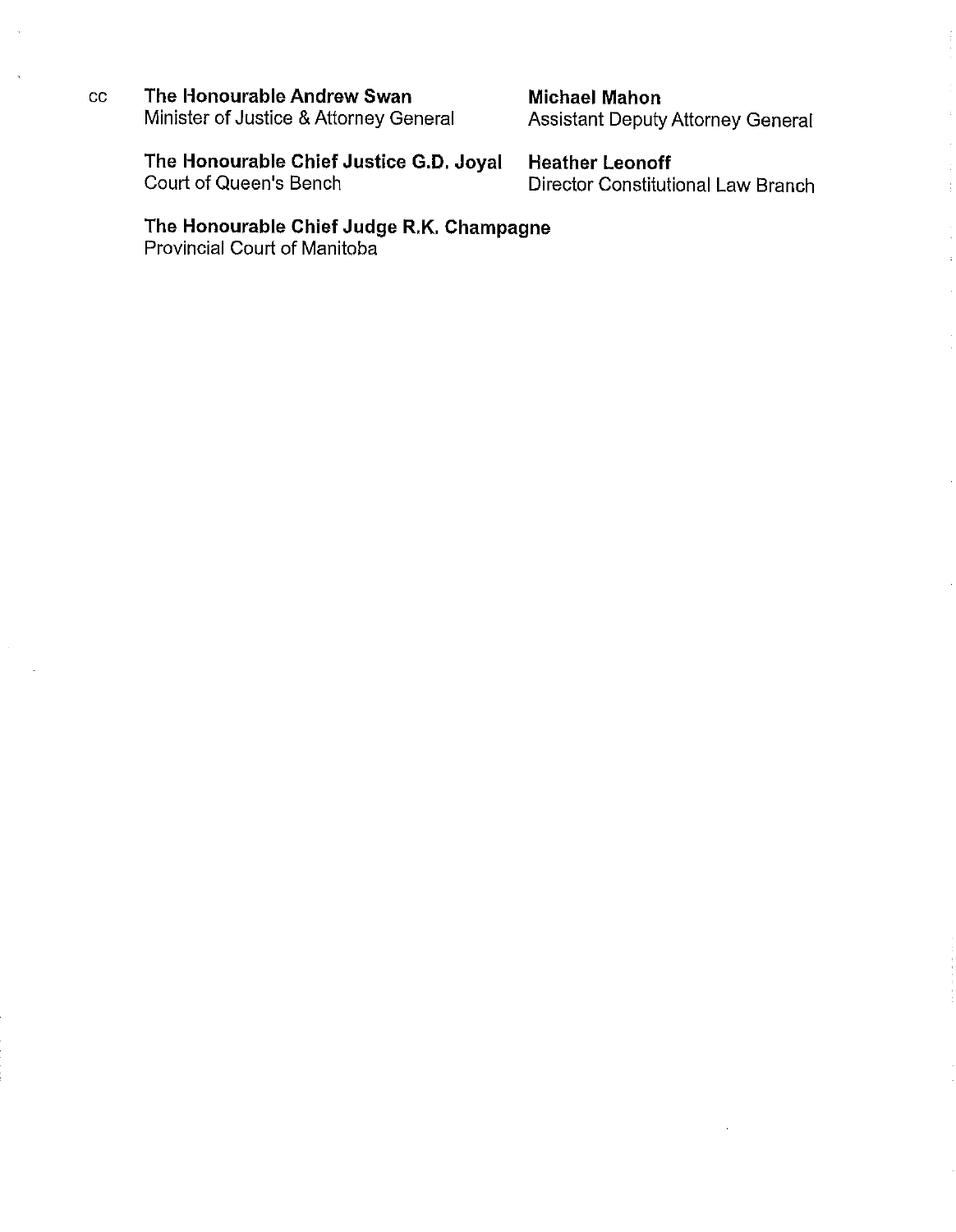cc

**The Honourable Andrew Swan**
Minister of Justice & Attorney General

**Michael Mahon**
Assistant Deputy Attorney General

**The Honourable Chief Justice G.D. Joyal**
Court of Queen's Bench

**Heather Leonoff**
Director Constitutional Law Branch

**The Honourable Chief Judge R.K. Champagne**
Provincial Court of Manitoba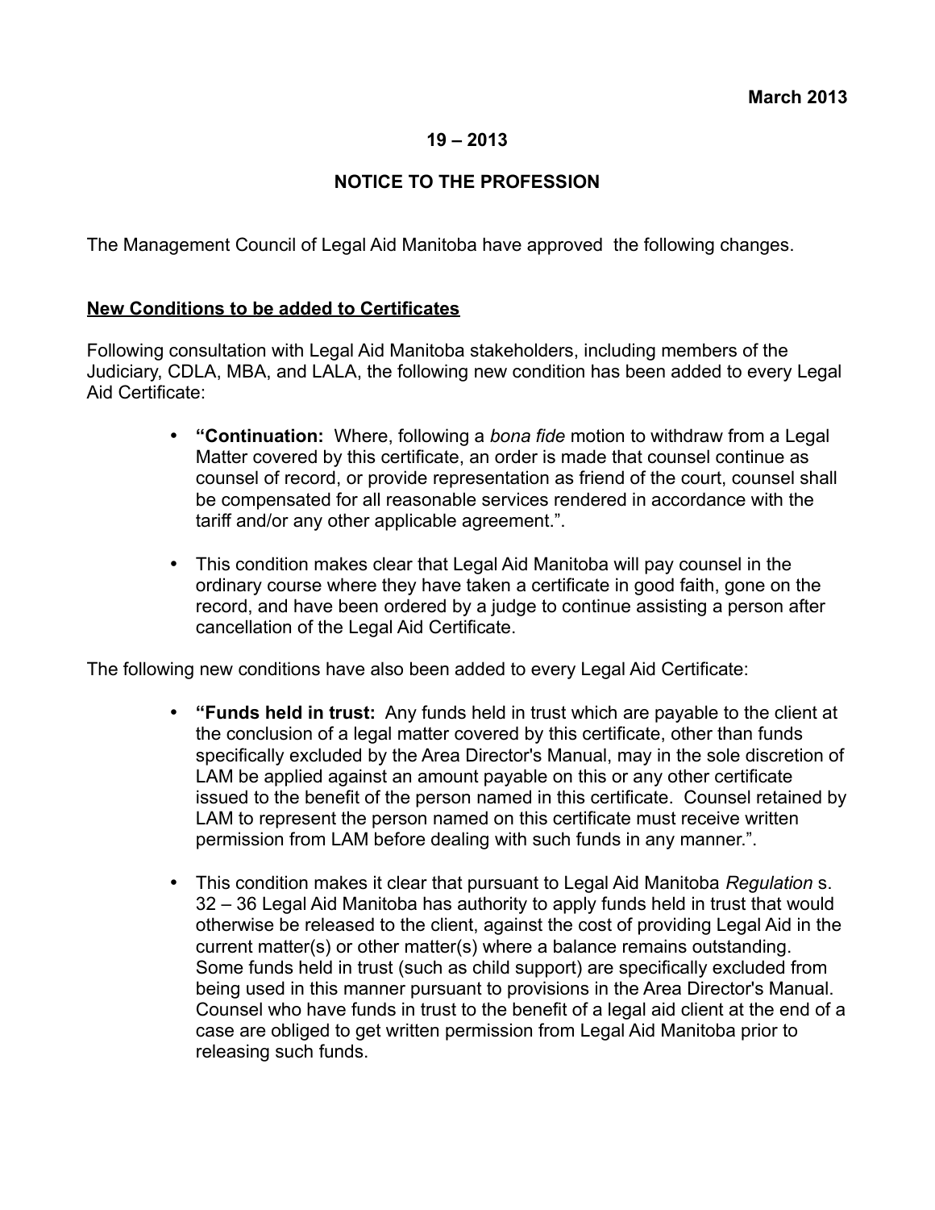March 2013

**19 – 2013**

**NOTICE TO THE PROFESSION**

The Management Council of Legal Aid Manitoba have approved the following changes.

**New Conditions to be added to Certificates**

Following consultation with Legal Aid Manitoba stakeholders, including members of the Judiciary, CDLA, MBA, and LALA, the following new condition has been added to every Legal Aid Certificate:

- **"Continuation:** Where, following a *bona fide* motion to withdraw from a Legal Matter covered by this certificate, an order is made that counsel continue as counsel of record, or provide representation as friend of the court, counsel shall be compensated for all reasonable services rendered in accordance with the tariff and/or any other applicable agreement.".
- This condition makes clear that Legal Aid Manitoba will pay counsel in the ordinary course where they have taken a certificate in good faith, gone on the record, and have been ordered by a judge to continue assisting a person after cancellation of the Legal Aid Certificate.

The following new conditions have also been added to every Legal Aid Certificate:

- **"Funds held in trust:** Any funds held in trust which are payable to the client at the conclusion of a legal matter covered by this certificate, other than funds specifically excluded by the Area Director's Manual, may in the sole discretion of LAM be applied against an amount payable on this or any other certificate issued to the benefit of the person named in this certificate. Counsel retained by LAM to represent the person named on this certificate must receive written permission from LAM before dealing with such funds in any manner.".
- This condition makes it clear that pursuant to Legal Aid Manitoba *Regulation* s. 32 – 36 Legal Aid Manitoba has authority to apply funds held in trust that would otherwise be released to the client, against the cost of providing Legal Aid in the current matter(s) or other matter(s) where a balance remains outstanding. Some funds held in trust (such as child support) are specifically excluded from being used in this manner pursuant to provisions in the Area Director's Manual. Counsel who have funds in trust to the benefit of a legal aid client at the end of a case are obliged to get written permission from Legal Aid Manitoba prior to releasing such funds.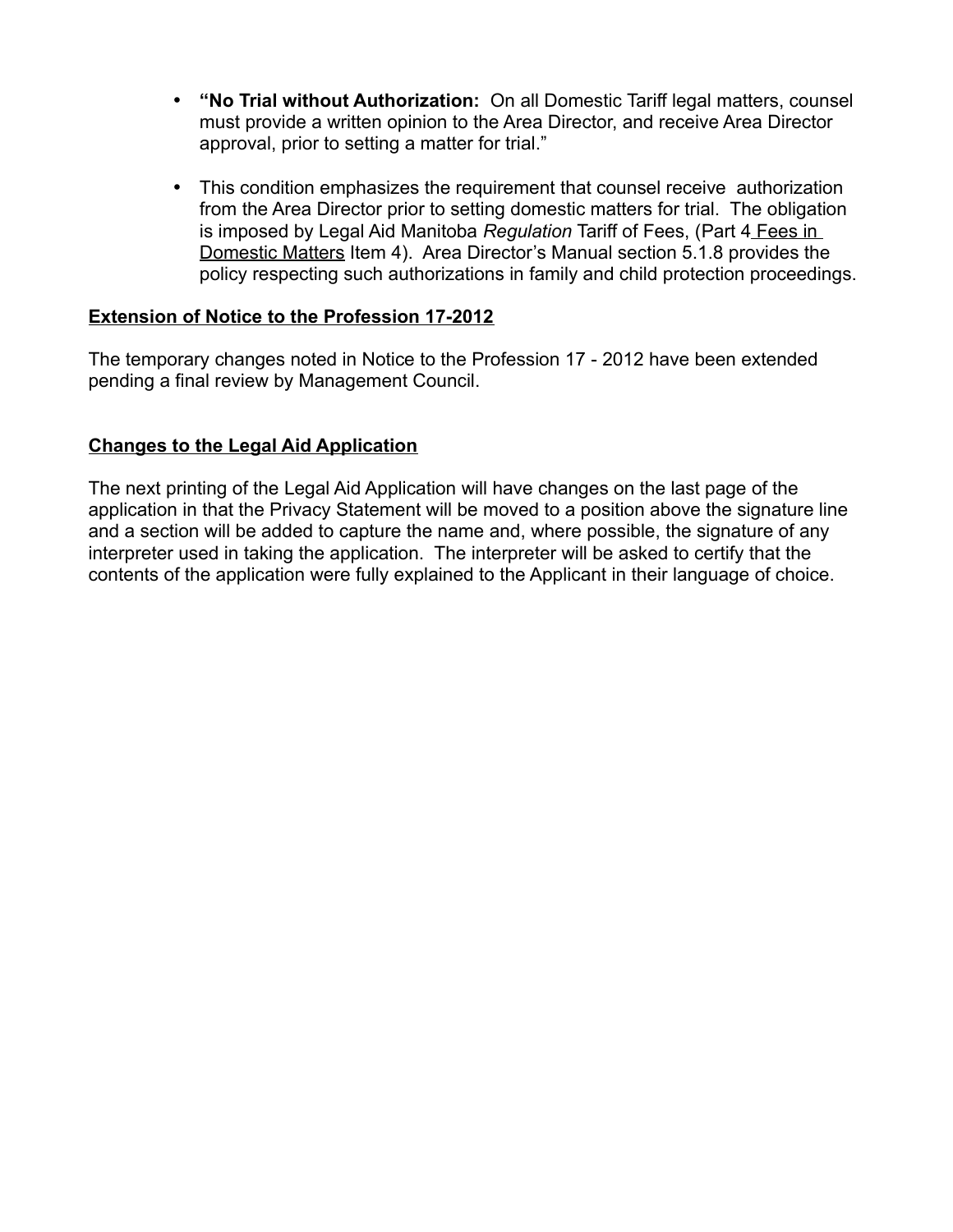- **"No Trial without Authorization:** On all Domestic Tariff legal matters, counsel must provide a written opinion to the Area Director, and receive Area Director approval, prior to setting a matter for trial."

- This condition emphasizes the requirement that counsel receive authorization from the Area Director prior to setting domestic matters for trial. The obligation is imposed by Legal Aid Manitoba *Regulation* Tariff of Fees, (Part 4 <u>Fees in Domestic Matters</u> Item 4). Area Director's Manual section 5.1.8 provides the policy respecting such authorizations in family and child protection proceedings.

## <u>**Extension of Notice to the Profession 17-2012**</u>

The temporary changes noted in Notice to the Profession 17 - 2012 have been extended pending a final review by Management Council.

## <u>**Changes to the Legal Aid Application**</u>

The next printing of the Legal Aid Application will have changes on the last page of the application in that the Privacy Statement will be moved to a position above the signature line and a section will be added to capture the name and, where possible, the signature of any interpreter used in taking the application. The interpreter will be asked to certify that the contents of the application were fully explained to the Applicant in their language of choice.